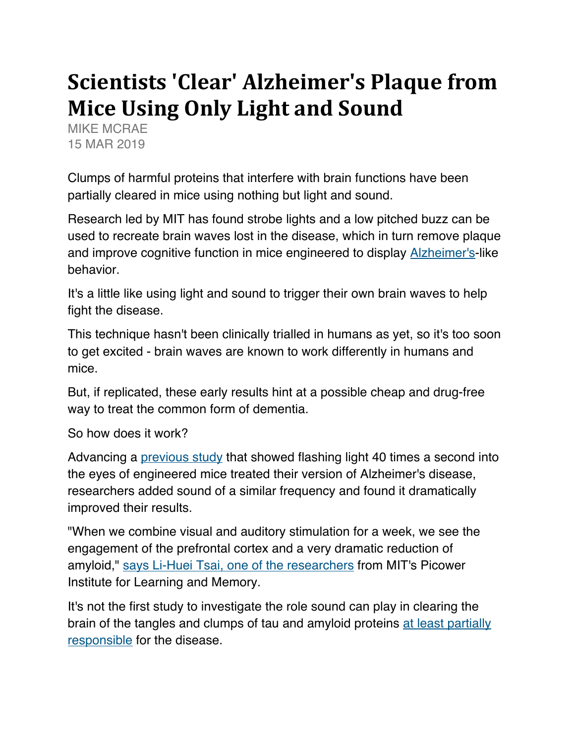# Scientists 'Clear' Alzheimer's Plaque from Mice Using Only Light and Sound

MIKE MCRAE
15 MAR 2019

Clumps of harmful proteins that interfere with brain functions have been partially cleared in mice using nothing but light and sound.

Research led by MIT has found strobe lights and a low pitched buzz can be used to recreate brain waves lost in the disease, which in turn remove plaque and improve cognitive function in mice engineered to display Alzheimer's-like behavior.

It's a little like using light and sound to trigger their own brain waves to help fight the disease.

This technique hasn't been clinically trialled in humans as yet, so it's too soon to get excited - brain waves are known to work differently in humans and mice.

But, if replicated, these early results hint at a possible cheap and drug-free way to treat the common form of dementia.

So how does it work?

Advancing a previous study that showed flashing light 40 times a second into the eyes of engineered mice treated their version of Alzheimer's disease, researchers added sound of a similar frequency and found it dramatically improved their results.

"When we combine visual and auditory stimulation for a week, we see the engagement of the prefrontal cortex and a very dramatic reduction of amyloid," says Li-Huei Tsai, one of the researchers from MIT's Picower Institute for Learning and Memory.

It's not the first study to investigate the role sound can play in clearing the brain of the tangles and clumps of tau and amyloid proteins at least partially responsible for the disease.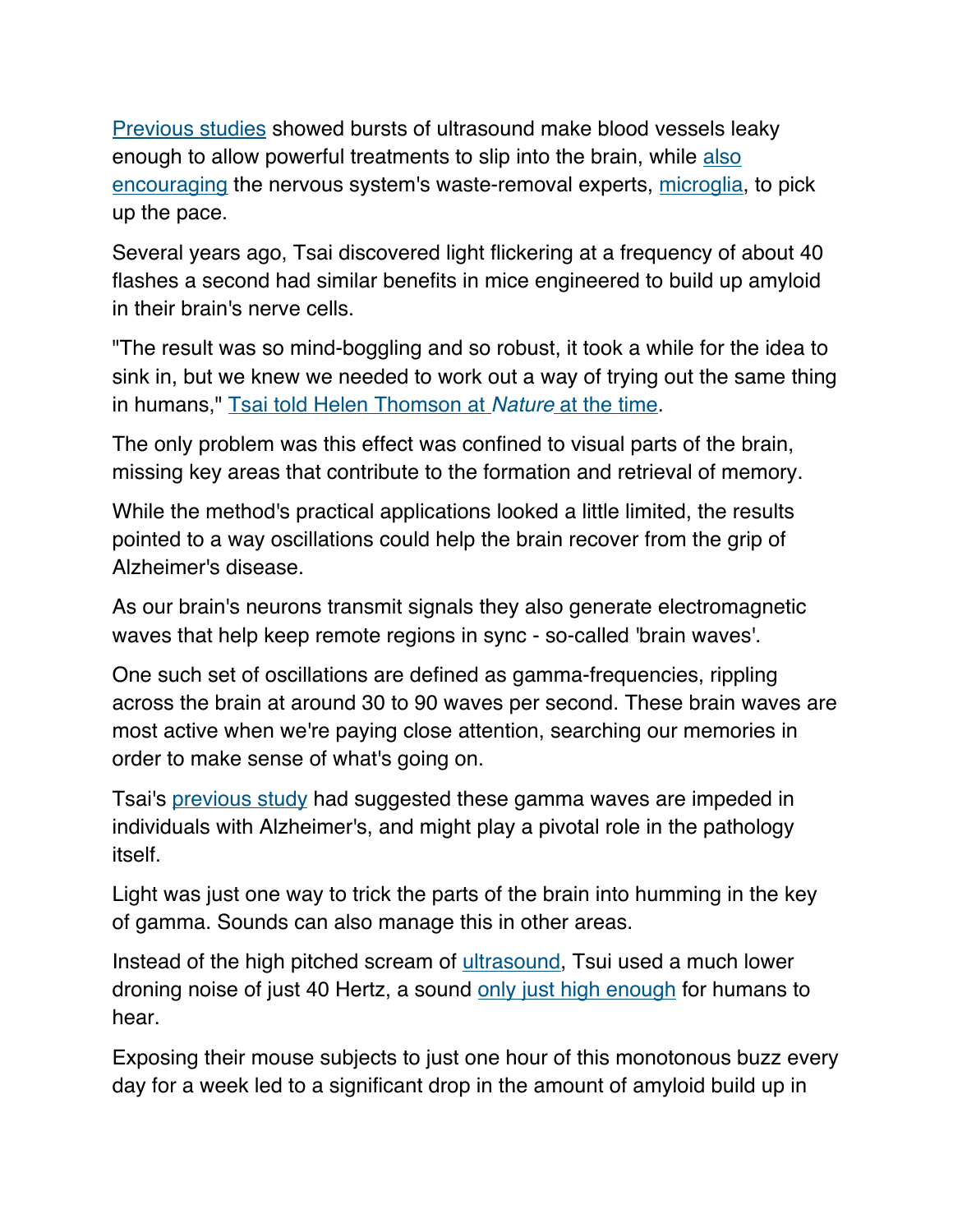Previous studies showed bursts of ultrasound make blood vessels leaky enough to allow powerful treatments to slip into the brain, while also encouraging the nervous system's waste-removal experts, microglia, to pick up the pace.

Several years ago, Tsai discovered light flickering at a frequency of about 40 flashes a second had similar benefits in mice engineered to build up amyloid in their brain's nerve cells.

"The result was so mind-boggling and so robust, it took a while for the idea to sink in, but we knew we needed to work out a way of trying out the same thing in humans," Tsai told Helen Thomson at *Nature* at the time.

The only problem was this effect was confined to visual parts of the brain, missing key areas that contribute to the formation and retrieval of memory.

While the method's practical applications looked a little limited, the results pointed to a way oscillations could help the brain recover from the grip of Alzheimer's disease.

As our brain's neurons transmit signals they also generate electromagnetic waves that help keep remote regions in sync - so-called 'brain waves'.

One such set of oscillations are defined as gamma-frequencies, rippling across the brain at around 30 to 90 waves per second. These brain waves are most active when we're paying close attention, searching our memories in order to make sense of what's going on.

Tsai's previous study had suggested these gamma waves are impeded in individuals with Alzheimer's, and might play a pivotal role in the pathology itself.

Light was just one way to trick the parts of the brain into humming in the key of gamma. Sounds can also manage this in other areas.

Instead of the high pitched scream of ultrasound, Tsui used a much lower droning noise of just 40 Hertz, a sound only just high enough for humans to hear.

Exposing their mouse subjects to just one hour of this monotonous buzz every day for a week led to a significant drop in the amount of amyloid build up in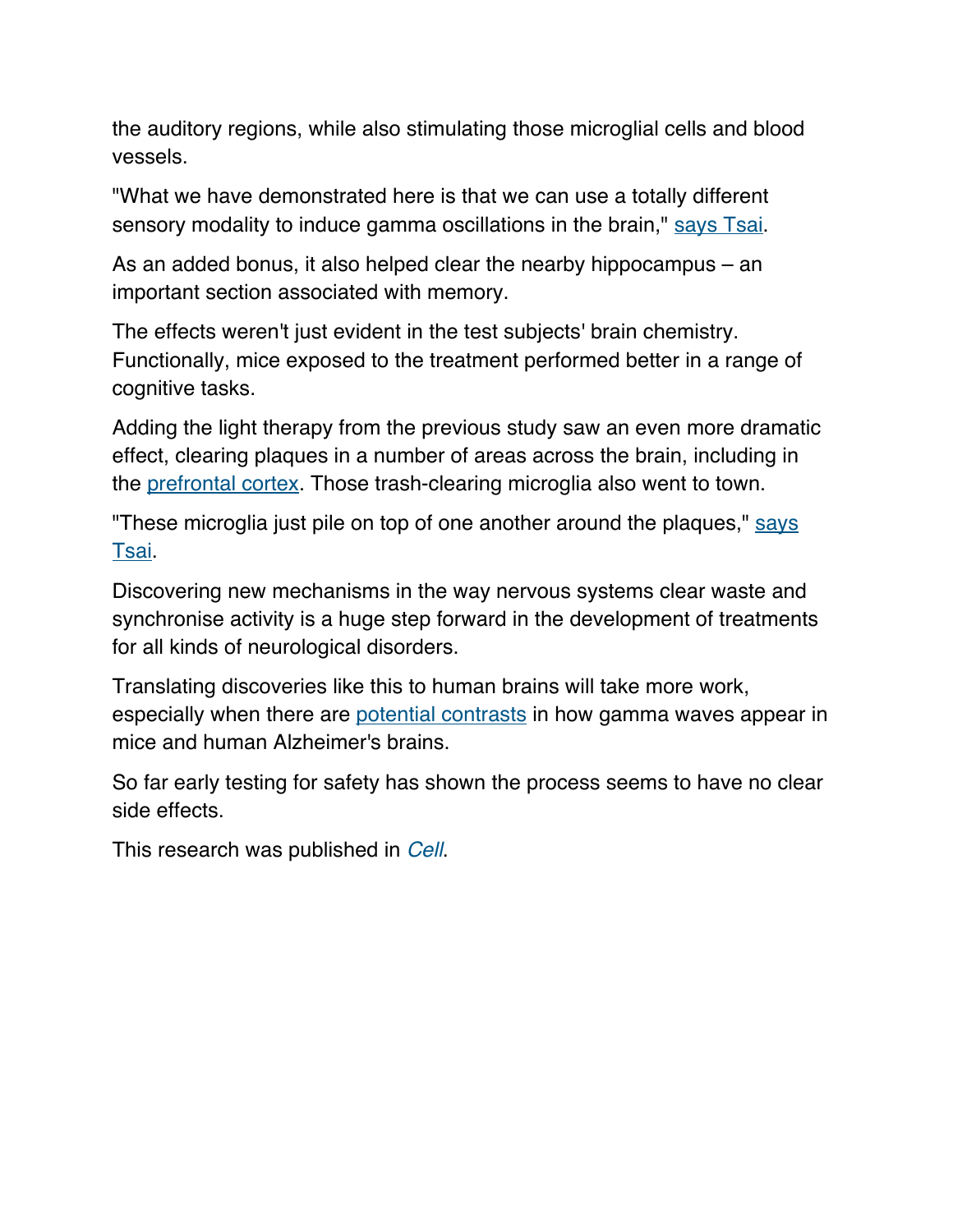the auditory regions, while also stimulating those microglial cells and blood vessels.

"What we have demonstrated here is that we can use a totally different sensory modality to induce gamma oscillations in the brain," [says Tsai](#).

As an added bonus, it also helped clear the nearby hippocampus – an important section associated with memory.

The effects weren't just evident in the test subjects' brain chemistry. Functionally, mice exposed to the treatment performed better in a range of cognitive tasks.

Adding the light therapy from the previous study saw an even more dramatic effect, clearing plaques in a number of areas across the brain, including in the [prefrontal cortex](#). Those trash-clearing microglia also went to town.

"These microglia just pile on top of one another around the plaques," [says Tsai](#).

Discovering new mechanisms in the way nervous systems clear waste and synchronise activity is a huge step forward in the development of treatments for all kinds of neurological disorders.

Translating discoveries like this to human brains will take more work, especially when there are [potential contrasts](#) in how gamma waves appear in mice and human Alzheimer's brains.

So far early testing for safety has shown the process seems to have no clear side effects.

This research was published in *Cell*.